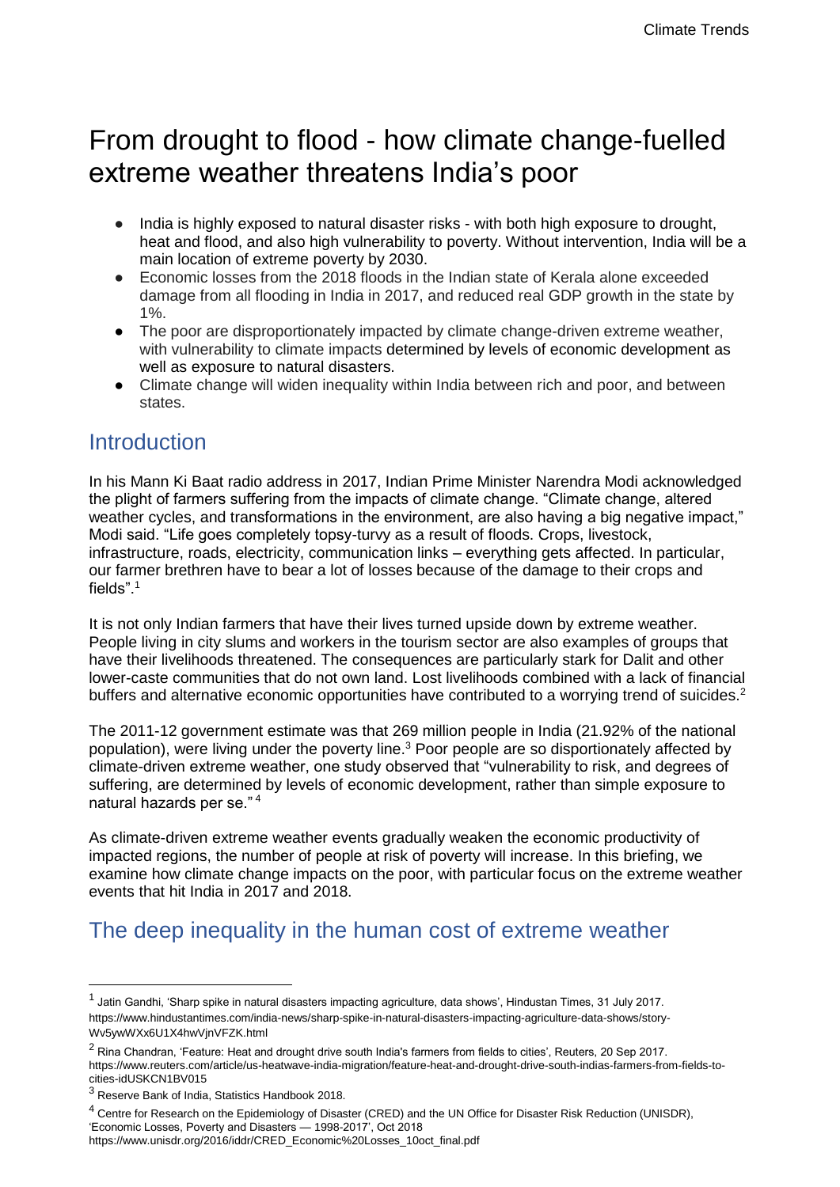# From drought to flood - how climate change-fuelled extreme weather threatens India's poor

- India is highly exposed to natural disaster risks - with both high exposure to drought, heat and flood, and also high vulnerability to poverty. Without intervention, India will be a main location of extreme poverty by 2030.
- Economic losses from the 2018 floods in the Indian state of Kerala alone exceeded damage from all flooding in India in 2017, and reduced real GDP growth in the state by 1%.
- The poor are disproportionately impacted by climate change-driven extreme weather, with vulnerability to climate impacts determined by levels of economic development as well as exposure to natural disasters.
- Climate change will widen inequality within India between rich and poor, and between states.

## Introduction

In his Mann Ki Baat radio address in 2017, Indian Prime Minister Narendra Modi acknowledged the plight of farmers suffering from the impacts of climate change. "Climate change, altered weather cycles, and transformations in the environment, are also having a big negative impact," Modi said. "Life goes completely topsy-turvy as a result of floods. Crops, livestock, infrastructure, roads, electricity, communication links – everything gets affected. In particular, our farmer brethren have to bear a lot of losses because of the damage to their crops and fields".[1]

It is not only Indian farmers that have their lives turned upside down by extreme weather. People living in city slums and workers in the tourism sector are also examples of groups that have their livelihoods threatened. The consequences are particularly stark for Dalit and other lower-caste communities that do not own land. Lost livelihoods combined with a lack of financial buffers and alternative economic opportunities have contributed to a worrying trend of suicides.[2]

The 2011-12 government estimate was that 269 million people in India (21.92% of the national population), were living under the poverty line.[3] Poor people are so disportionately affected by climate-driven extreme weather, one study observed that "vulnerability to risk, and degrees of suffering, are determined by levels of economic development, rather than simple exposure to natural hazards per se."[4]

As climate-driven extreme weather events gradually weaken the economic productivity of impacted regions, the number of people at risk of poverty will increase. In this briefing, we examine how climate change impacts on the poor, with particular focus on the extreme weather events that hit India in 2017 and 2018.

## The deep inequality in the human cost of extreme weather

---

[1] Jatin Gandhi, 'Sharp spike in natural disasters impacting agriculture, data shows', Hindustan Times, 31 July 2017. https://www.hindustantimes.com/india-news/sharp-spike-in-natural-disasters-impacting-agriculture-data-shows/story-Wv5ywWXx6U1X4hwVjnVFZK.html

[2] Rina Chandran, 'Feature: Heat and drought drive south India's farmers from fields to cities', Reuters, 20 Sep 2017. https://www.reuters.com/article/us-heatwave-india-migration/feature-heat-and-drought-drive-south-indias-farmers-from-fields-to-cities-idUSKCN1BV015

[3] Reserve Bank of India, Statistics Handbook 2018.

[4] Centre for Research on the Epidemiology of Disaster (CRED) and the UN Office for Disaster Risk Reduction (UNISDR), 'Economic Losses, Poverty and Disasters — 1998-2017', Oct 2018 https://www.unisdr.org/2016/iddr/CRED_Economic%20Losses_10oct_final.pdf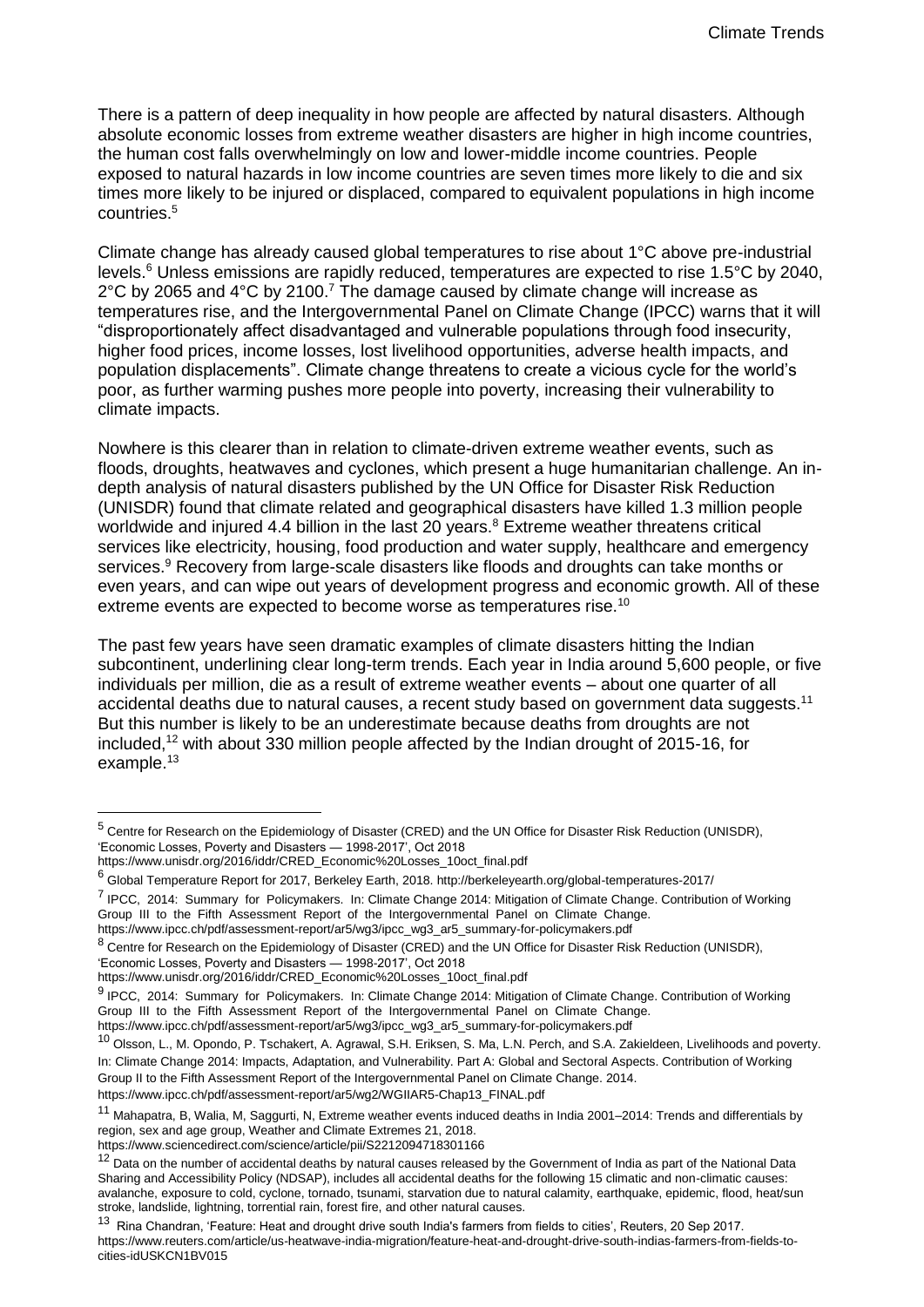There is a pattern of deep inequality in how people are affected by natural disasters. Although absolute economic losses from extreme weather disasters are higher in high income countries, the human cost falls overwhelmingly on low and lower-middle income countries. People exposed to natural hazards in low income countries are seven times more likely to die and six times more likely to be injured or displaced, compared to equivalent populations in high income countries.[5]

Climate change has already caused global temperatures to rise about 1°C above pre-industrial levels.[6] Unless emissions are rapidly reduced, temperatures are expected to rise 1.5°C by 2040, 2°C by 2065 and 4°C by 2100.[7] The damage caused by climate change will increase as temperatures rise, and the Intergovernmental Panel on Climate Change (IPCC) warns that it will "disproportionately affect disadvantaged and vulnerable populations through food insecurity, higher food prices, income losses, lost livelihood opportunities, adverse health impacts, and population displacements". Climate change threatens to create a vicious cycle for the world's poor, as further warming pushes more people into poverty, increasing their vulnerability to climate impacts.

Nowhere is this clearer than in relation to climate-driven extreme weather events, such as floods, droughts, heatwaves and cyclones, which present a huge humanitarian challenge. An in-depth analysis of natural disasters published by the UN Office for Disaster Risk Reduction (UNISDR) found that climate related and geographical disasters have killed 1.3 million people worldwide and injured 4.4 billion in the last 20 years.[8] Extreme weather threatens critical services like electricity, housing, food production and water supply, healthcare and emergency services.[9] Recovery from large-scale disasters like floods and droughts can take months or even years, and can wipe out years of development progress and economic growth. All of these extreme events are expected to become worse as temperatures rise.[10]

The past few years have seen dramatic examples of climate disasters hitting the Indian subcontinent, underlining clear long-term trends. Each year in India around 5,600 people, or five individuals per million, die as a result of extreme weather events – about one quarter of all accidental deaths due to natural causes, a recent study based on government data suggests.[11] But this number is likely to be an underestimate because deaths from droughts are not included,[12] with about 330 million people affected by the Indian drought of 2015-16, for example.[13]

---

[5] Centre for Research on the Epidemiology of Disaster (CRED) and the UN Office for Disaster Risk Reduction (UNISDR), 'Economic Losses, Poverty and Disasters — 1998-2017', Oct 2018 https://www.unisdr.org/2016/iddr/CRED_Economic%20Losses_10oct_final.pdf

[6] Global Temperature Report for 2017, Berkeley Earth, 2018. http://berkeleyearth.org/global-temperatures-2017/

[7] IPCC, 2014: Summary for Policymakers. In: Climate Change 2014: Mitigation of Climate Change. Contribution of Working Group III to the Fifth Assessment Report of the Intergovernmental Panel on Climate Change. https://www.ipcc.ch/pdf/assessment-report/ar5/wg3/ipcc_wg3_ar5_summary-for-policymakers.pdf

[8] Centre for Research on the Epidemiology of Disaster (CRED) and the UN Office for Disaster Risk Reduction (UNISDR), 'Economic Losses, Poverty and Disasters — 1998-2017', Oct 2018 https://www.unisdr.org/2016/iddr/CRED_Economic%20Losses_10oct_final.pdf

[9] IPCC, 2014: Summary for Policymakers. In: Climate Change 2014: Mitigation of Climate Change. Contribution of Working Group III to the Fifth Assessment Report of the Intergovernmental Panel on Climate Change. https://www.ipcc.ch/pdf/assessment-report/ar5/wg3/ipcc_wg3_ar5_summary-for-policymakers.pdf

[10] Olsson, L., M. Opondo, P. Tschakert, A. Agrawal, S.H. Eriksen, S. Ma, L.N. Perch, and S.A. Zakieldeen, Livelihoods and poverty. In: Climate Change 2014: Impacts, Adaptation, and Vulnerability. Part A: Global and Sectoral Aspects. Contribution of Working Group II to the Fifth Assessment Report of the Intergovernmental Panel on Climate Change. 2014. https://www.ipcc.ch/pdf/assessment-report/ar5/wg2/WGIIAR5-Chap13_FINAL.pdf

[11] Mahapatra, B, Walia, M, Saggurti, N, Extreme weather events induced deaths in India 2001–2014: Trends and differentials by region, sex and age group, Weather and Climate Extremes 21, 2018. https://www.sciencedirect.com/science/article/pii/S2212094718301166

[12] Data on the number of accidental deaths by natural causes released by the Government of India as part of the National Data Sharing and Accessibility Policy (NDSAP), includes all accidental deaths for the following 15 climatic and non-climatic causes: avalanche, exposure to cold, cyclone, tornado, tsunami, starvation due to natural calamity, earthquake, epidemic, flood, heat/sun stroke, landslide, lightning, torrential rain, forest fire, and other natural causes.

[13] Rina Chandran, 'Feature: Heat and drought drive south India's farmers from fields to cities', Reuters, 20 Sep 2017. https://www.reuters.com/article/us-heatwave-india-migration/feature-heat-and-drought-drive-south-indias-farmers-from-fields-to-cities-idUSKCN1BV015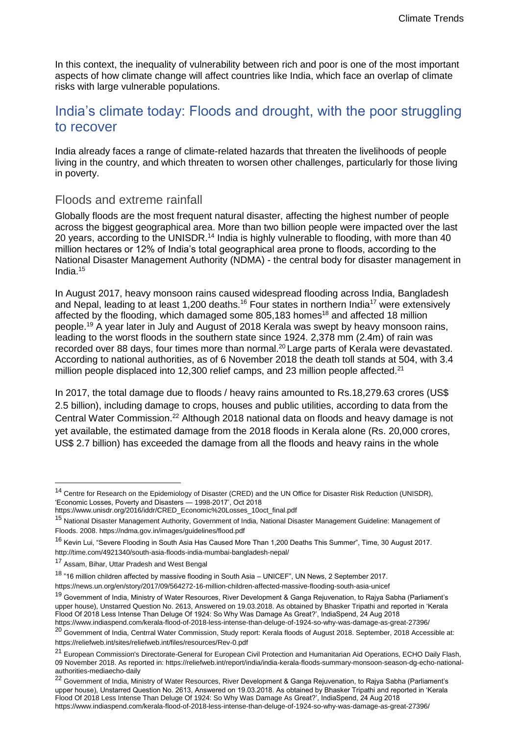In this context, the inequality of vulnerability between rich and poor is one of the most important aspects of how climate change will affect countries like India, which face an overlap of climate risks with large vulnerable populations.

## India's climate today: Floods and drought, with the poor struggling to recover

India already faces a range of climate-related hazards that threaten the livelihoods of people living in the country, and which threaten to worsen other challenges, particularly for those living in poverty.

### Floods and extreme rainfall

Globally floods are the most frequent natural disaster, affecting the highest number of people across the biggest geographical area. More than two billion people were impacted over the last 20 years, according to the UNISDR.[14] India is highly vulnerable to flooding, with more than 40 million hectares or 12% of India's total geographical area prone to floods, according to the National Disaster Management Authority (NDMA) - the central body for disaster management in India.[15]

In August 2017, heavy monsoon rains caused widespread flooding across India, Bangladesh and Nepal, leading to at least 1,200 deaths.[16] Four states in northern India[17] were extensively affected by the flooding, which damaged some 805,183 homes[18] and affected 18 million people.[19] A year later in July and August of 2018 Kerala was swept by heavy monsoon rains, leading to the worst floods in the southern state since 1924. 2,378 mm (2.4m) of rain was recorded over 88 days, four times more than normal.[20] Large parts of Kerala were devastated. According to national authorities, as of 6 November 2018 the death toll stands at 504, with 3.4 million people displaced into 12,300 relief camps, and 23 million people affected.[21]

In 2017, the total damage due to floods / heavy rains amounted to Rs.18,279.63 crores (US$ 2.5 billion), including damage to crops, houses and public utilities, according to data from the Central Water Commission.[22] Although 2018 national data on floods and heavy damage is not yet available, the estimated damage from the 2018 floods in Kerala alone (Rs. 20,000 crores, US$ 2.7 billion) has exceeded the damage from all the floods and heavy rains in the whole

---

[14] Centre for Research on the Epidemiology of Disaster (CRED) and the UN Office for Disaster Risk Reduction (UNISDR), 'Economic Losses, Poverty and Disasters — 1998-2017', Oct 2018 https://www.unisdr.org/2016/iddr/CRED_Economic%20Losses_10oct_final.pdf

[15] National Disaster Management Authority, Government of India, National Disaster Management Guideline: Management of Floods. 2008. https://ndma.gov.in/images/guidelines/flood.pdf

[16] Kevin Lui, "Severe Flooding in South Asia Has Caused More Than 1,200 Deaths This Summer", Time, 30 August 2017. http://time.com/4921340/south-asia-floods-india-mumbai-bangladesh-nepal/

[17] Assam, Bihar, Uttar Pradesh and West Bengal

[18] "16 million children affected by massive flooding in South Asia – UNICEF", UN News, 2 September 2017. https://news.un.org/en/story/2017/09/564272-16-million-children-affected-massive-flooding-south-asia-unicef

[19] Government of India, Ministry of Water Resources, River Development & Ganga Rejuvenation, to Rajya Sabha (Parliament's upper house), Unstarred Question No. 2613, Answered on 19.03.2018. As obtained by Bhasker Tripathi and reported in 'Kerala Flood Of 2018 Less Intense Than Deluge Of 1924: So Why Was Damage As Great?', IndiaSpend, 24 Aug 2018 https://www.indiaspend.com/kerala-flood-of-2018-less-intense-than-deluge-of-1924-so-why-was-damage-as-great-27396/

[20] Government of India, Centrral Water Commission, Study report: Kerala floods of August 2018. September, 2018 Accessible at: https://reliefweb.int/sites/reliefweb.int/files/resources/Rev-0.pdf

[21] European Commission's Directorate-General for European Civil Protection and Humanitarian Aid Operations, ECHO Daily Flash, 09 November 2018. As reported in: https://reliefweb.int/report/india/india-kerala-floods-summary-monsoon-season-dg-echo-national-authorities-mediaecho-daily

[22] Government of India, Ministry of Water Resources, River Development & Ganga Rejuvenation, to Rajya Sabha (Parliament's upper house), Unstarred Question No. 2613, Answered on 19.03.2018. As obtained by Bhasker Tripathi and reported in 'Kerala Flood Of 2018 Less Intense Than Deluge Of 1924: So Why Was Damage As Great?', IndiaSpend, 24 Aug 2018 https://www.indiaspend.com/kerala-flood-of-2018-less-intense-than-deluge-of-1924-so-why-was-damage-as-great-27396/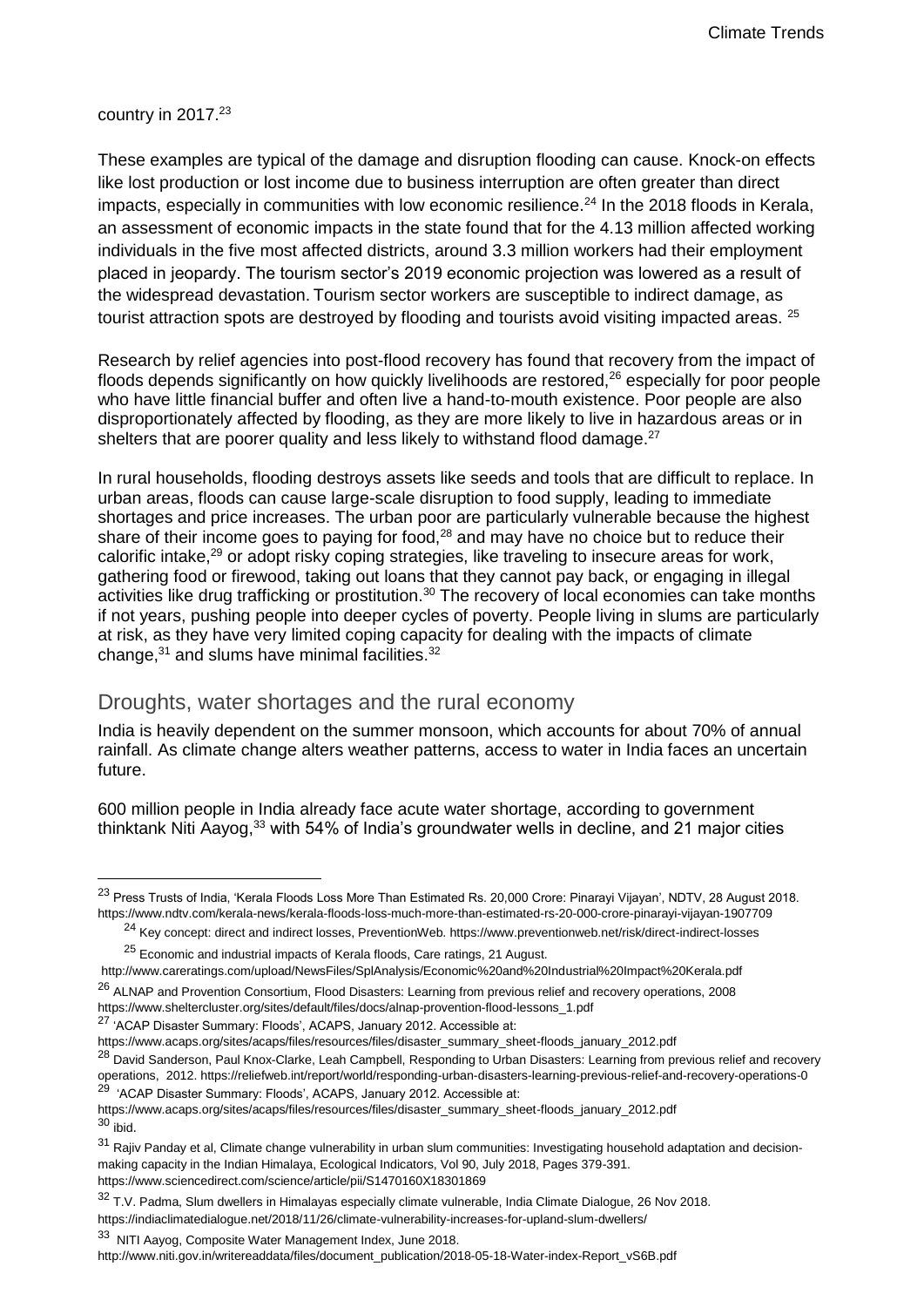country in 2017.[23]

These examples are typical of the damage and disruption flooding can cause. Knock-on effects like lost production or lost income due to business interruption are often greater than direct impacts, especially in communities with low economic resilience.[24] In the 2018 floods in Kerala, an assessment of economic impacts in the state found that for the 4.13 million affected working individuals in the five most affected districts, around 3.3 million workers had their employment placed in jeopardy. The tourism sector's 2019 economic projection was lowered as a result of the widespread devastation. Tourism sector workers are susceptible to indirect damage, as tourist attraction spots are destroyed by flooding and tourists avoid visiting impacted areas. [25]

Research by relief agencies into post-flood recovery has found that recovery from the impact of floods depends significantly on how quickly livelihoods are restored,[26] especially for poor people who have little financial buffer and often live a hand-to-mouth existence. Poor people are also disproportionately affected by flooding, as they are more likely to live in hazardous areas or in shelters that are poorer quality and less likely to withstand flood damage.[27]

In rural households, flooding destroys assets like seeds and tools that are difficult to replace. In urban areas, floods can cause large-scale disruption to food supply, leading to immediate shortages and price increases. The urban poor are particularly vulnerable because the highest share of their income goes to paying for food,[28] and may have no choice but to reduce their calorific intake,[29] or adopt risky coping strategies, like traveling to insecure areas for work, gathering food or firewood, taking out loans that they cannot pay back, or engaging in illegal activities like drug trafficking or prostitution.[30] The recovery of local economies can take months if not years, pushing people into deeper cycles of poverty. People living in slums are particularly at risk, as they have very limited coping capacity for dealing with the impacts of climate change,[31] and slums have minimal facilities.[32]

## Droughts, water shortages and the rural economy

India is heavily dependent on the summer monsoon, which accounts for about 70% of annual rainfall. As climate change alters weather patterns, access to water in India faces an uncertain future.

600 million people in India already face acute water shortage, according to government thinktank Niti Aayog,[33] with 54% of India's groundwater wells in decline, and 21 major cities

---

[23] Press Trusts of India, 'Kerala Floods Loss More Than Estimated Rs. 20,000 Crore: Pinarayi Vijayan', NDTV, 28 August 2018. https://www.ndtv.com/kerala-news/kerala-floods-loss-much-more-than-estimated-rs-20-000-crore-pinarayi-vijayan-1907709

[24] Key concept: direct and indirect losses, PreventionWeb. https://www.preventionweb.net/risk/direct-indirect-losses

[25] Economic and industrial impacts of Kerala floods, Care ratings, 21 August. http://www.careratings.com/upload/NewsFiles/SplAnalysis/Economic%20and%20Industrial%20Impact%20Kerala.pdf

[26] ALNAP and Provention Consortium, Flood Disasters: Learning from previous relief and recovery operations, 2008 https://www.sheltercluster.org/sites/default/files/docs/alnap-provention-flood-lessons_1.pdf

[27] 'ACAP Disaster Summary: Floods', ACAPS, January 2012. Accessible at: https://www.acaps.org/sites/acaps/files/resources/files/disaster_summary_sheet-floods_january_2012.pdf

[28] David Sanderson, Paul Knox-Clarke, Leah Campbell, Responding to Urban Disasters: Learning from previous relief and recovery operations, 2012. https://reliefweb.int/report/world/responding-urban-disasters-learning-previous-relief-and-recovery-operations-0

[29] 'ACAP Disaster Summary: Floods', ACAPS, January 2012. Accessible at: https://www.acaps.org/sites/acaps/files/resources/files/disaster_summary_sheet-floods_january_2012.pdf

[30] ibid.

[31] Rajiv Panday et al, Climate change vulnerability in urban slum communities: Investigating household adaptation and decision-making capacity in the Indian Himalaya, Ecological Indicators, Vol 90, July 2018, Pages 379-391. https://www.sciencedirect.com/science/article/pii/S1470160X18301869

[32] T.V. Padma, Slum dwellers in Himalayas especially climate vulnerable, India Climate Dialogue, 26 Nov 2018. https://indiaclimatedialogue.net/2018/11/26/climate-vulnerability-increases-for-upland-slum-dwellers/

[33] NITI Aayog, Composite Water Management Index, June 2018. http://www.niti.gov.in/writereaddata/files/document_publication/2018-05-18-Water-index-Report_vS6B.pdf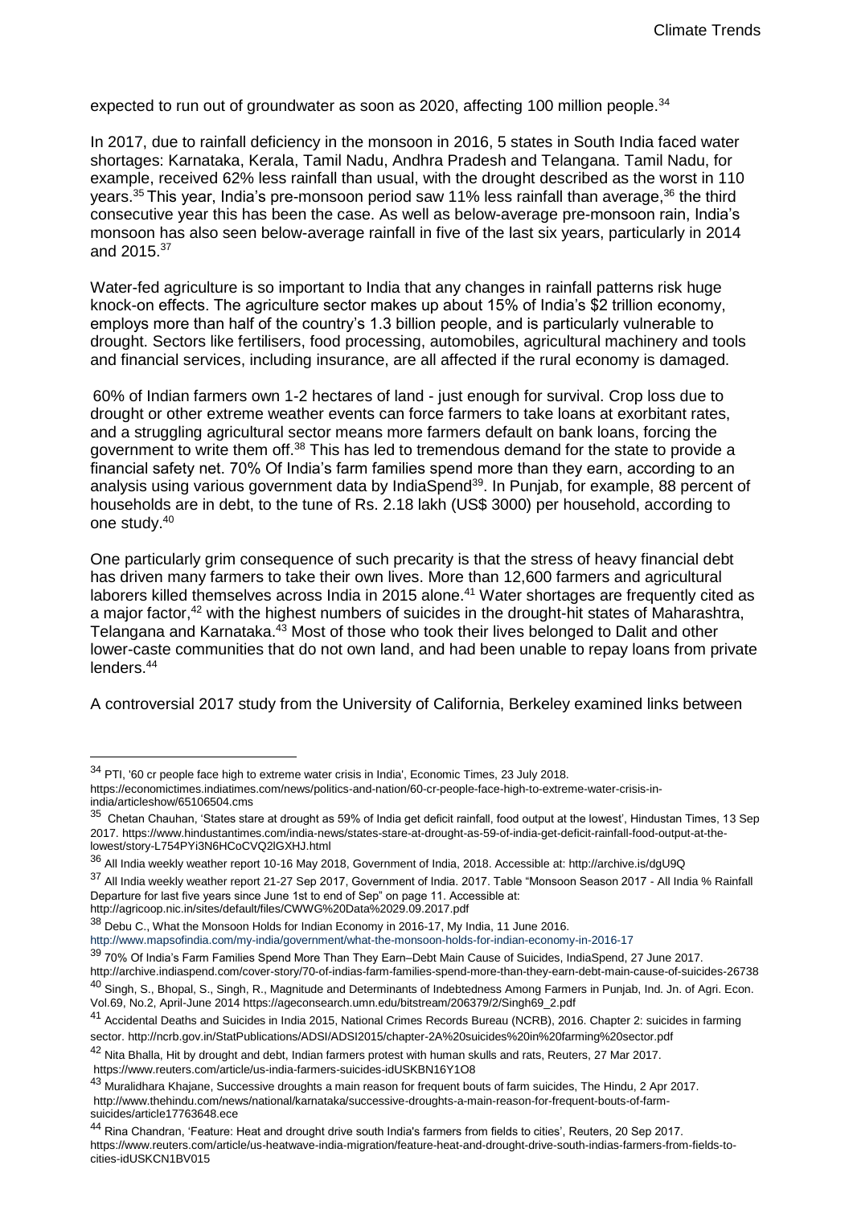expected to run out of groundwater as soon as 2020, affecting 100 million people.[34]

In 2017, due to rainfall deficiency in the monsoon in 2016, 5 states in South India faced water shortages: Karnataka, Kerala, Tamil Nadu, Andhra Pradesh and Telangana. Tamil Nadu, for example, received 62% less rainfall than usual, with the drought described as the worst in 110 years.[35] This year, India's pre-monsoon period saw 11% less rainfall than average,[36] the third consecutive year this has been the case. As well as below-average pre-monsoon rain, India's monsoon has also seen below-average rainfall in five of the last six years, particularly in 2014 and 2015.[37]

Water-fed agriculture is so important to India that any changes in rainfall patterns risk huge knock-on effects. The agriculture sector makes up about 15% of India's $2 trillion economy, employs more than half of the country's 1.3 billion people, and is particularly vulnerable to drought. Sectors like fertilisers, food processing, automobiles, agricultural machinery and tools and financial services, including insurance, are all affected if the rural economy is damaged.

60% of Indian farmers own 1-2 hectares of land - just enough for survival. Crop loss due to drought or other extreme weather events can force farmers to take loans at exorbitant rates, and a struggling agricultural sector means more farmers default on bank loans, forcing the government to write them off.[38] This has led to tremendous demand for the state to provide a financial safety net. 70% Of India's farm families spend more than they earn, according to an analysis using various government data by IndiaSpend[39]. In Punjab, for example, 88 percent of households are in debt, to the tune of Rs. 2.18 lakh (US$ 3000) per household, according to one study.[40]

One particularly grim consequence of such precarity is that the stress of heavy financial debt has driven many farmers to take their own lives. More than 12,600 farmers and agricultural laborers killed themselves across India in 2015 alone.[41] Water shortages are frequently cited as a major factor,[42] with the highest numbers of suicides in the drought-hit states of Maharashtra, Telangana and Karnataka.[43] Most of those who took their lives belonged to Dalit and other lower-caste communities that do not own land, and had been unable to repay loans from private lenders.[44]

A controversial 2017 study from the University of California, Berkeley examined links between

---

[34] PTI, '60 cr people face high to extreme water crisis in India', Economic Times, 23 July 2018. https://economictimes.indiatimes.com/news/politics-and-nation/60-cr-people-face-high-to-extreme-water-crisis-in-india/articleshow/65106504.cms

[35] Chetan Chauhan, 'States stare at drought as 59% of India get deficit rainfall, food output at the lowest', Hindustan Times, 13 Sep 2017. https://www.hindustantimes.com/india-news/states-stare-at-drought-as-59-of-india-get-deficit-rainfall-food-output-at-the-lowest/story-L754PYi3N6HCoCVQ2lGXHJ.html

[36] All India weekly weather report 10-16 May 2018, Government of India, 2018. Accessible at: http://archive.is/dgU9Q

[37] All India weekly weather report 21-27 Sep 2017, Government of India. 2017. Table "Monsoon Season 2017 - All India % Rainfall Departure for last five years since June 1st to end of Sep" on page 11. Accessible at: http://agricoop.nic.in/sites/default/files/CWWG%20Data%2029.09.2017.pdf

[38] Debu C., What the Monsoon Holds for Indian Economy in 2016-17, My India, 11 June 2016. http://www.mapsofindia.com/my-india/government/what-the-monsoon-holds-for-indian-economy-in-2016-17

[39] 70% Of India's Farm Families Spend More Than They Earn–Debt Main Cause of Suicides, IndiaSpend, 27 June 2017. http://archive.indiaspend.com/cover-story/70-of-indias-farm-families-spend-more-than-they-earn-debt-main-cause-of-suicides-26738

[40] Singh, S., Bhopal, S., Singh, R., Magnitude and Determinants of Indebtedness Among Farmers in Punjab, Ind. Jn. of Agri. Econ. Vol.69, No.2, April-June 2014 https://ageconsearch.umn.edu/bitstream/206379/2/Singh69_2.pdf

[41] Accidental Deaths and Suicides in India 2015, National Crimes Records Bureau (NCRB), 2016. Chapter 2: suicides in farming sector. http://ncrb.gov.in/StatPublications/ADSI/ADSI2015/chapter-2A%20suicides%20in%20farming%20sector.pdf

[42] Nita Bhalla, Hit by drought and debt, Indian farmers protest with human skulls and rats, Reuters, 27 Mar 2017. https://www.reuters.com/article/us-india-farmers-suicides-idUSKBN16Y1O8

[43] Muralidhara Khajane, Successive droughts a main reason for frequent bouts of farm suicides, The Hindu, 2 Apr 2017. http://www.thehindu.com/news/national/karnataka/successive-droughts-a-main-reason-for-frequent-bouts-of-farm-suicides/article17763648.ece

[44] Rina Chandran, 'Feature: Heat and drought drive south India's farmers from fields to cities', Reuters, 20 Sep 2017. https://www.reuters.com/article/us-heatwave-india-migration/feature-heat-and-drought-drive-south-indias-farmers-from-fields-to-cities-idUSKCN1BV015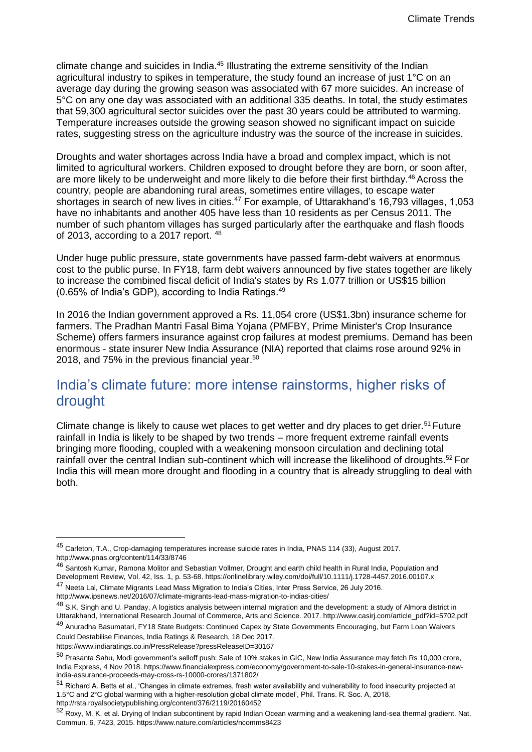climate change and suicides in India.[45] Illustrating the extreme sensitivity of the Indian agricultural industry to spikes in temperature, the study found an increase of just 1°C on an average day during the growing season was associated with 67 more suicides. An increase of 5°C on any one day was associated with an additional 335 deaths. In total, the study estimates that 59,300 agricultural sector suicides over the past 30 years could be attributed to warming. Temperature increases outside the growing season showed no significant impact on suicide rates, suggesting stress on the agriculture industry was the source of the increase in suicides.

Droughts and water shortages across India have a broad and complex impact, which is not limited to agricultural workers. Children exposed to drought before they are born, or soon after, are more likely to be underweight and more likely to die before their first birthday.[46] Across the country, people are abandoning rural areas, sometimes entire villages, to escape water shortages in search of new lives in cities.[47] For example, of Uttarakhand's 16,793 villages, 1,053 have no inhabitants and another 405 have less than 10 residents as per Census 2011. The number of such phantom villages has surged particularly after the earthquake and flash floods of 2013, according to a 2017 report. [48]

Under huge public pressure, state governments have passed farm-debt waivers at enormous cost to the public purse. In FY18, farm debt waivers announced by five states together are likely to increase the combined fiscal deficit of India's states by Rs 1.077 trillion or US$15 billion (0.65% of India's GDP), according to India Ratings.[49]

In 2016 the Indian government approved a Rs. 11,054 crore (US$1.3bn) insurance scheme for farmers. The Pradhan Mantri Fasal Bima Yojana (PMFBY, Prime Minister's Crop Insurance Scheme) offers farmers insurance against crop failures at modest premiums. Demand has been enormous - state insurer New India Assurance (NIA) reported that claims rose around 92% in 2018, and 75% in the previous financial year.[50]

## India's climate future: more intense rainstorms, higher risks of drought

Climate change is likely to cause wet places to get wetter and dry places to get drier.[51] Future rainfall in India is likely to be shaped by two trends – more frequent extreme rainfall events bringing more flooding, coupled with a weakening monsoon circulation and declining total rainfall over the central Indian sub-continent which will increase the likelihood of droughts.[52] For India this will mean more drought and flooding in a country that is already struggling to deal with both.

---

[45] Carleton, T.A., Crop-damaging temperatures increase suicide rates in India, PNAS 114 (33), August 2017. http://www.pnas.org/content/114/33/8746

[46] Santosh Kumar, Ramona Molitor and Sebastian Vollmer, Drought and earth child health in Rural India, Population and Development Review, Vol. 42, Iss. 1, p. 53-68. https://onlinelibrary.wiley.com/doi/full/10.1111/j.1728-4457.2016.00107.x

[47] Neeta Lal, Climate Migrants Lead Mass Migration to India's Cities, Inter Press Service, 26 July 2016. http://www.ipsnews.net/2016/07/climate-migrants-lead-mass-migration-to-indias-cities/

[48] S.K. Singh and U. Panday, A logistics analysis between internal migration and the development: a study of Almora district in Uttarakhand, International Research Journal of Commerce, Arts and Science. 2017. http://www.casirj.com/article_pdf?id=5702.pdf

[49] Anuradha Basumatari, FY18 State Budgets: Continued Capex by State Governments Encouraging, but Farm Loan Waivers Could Destabilise Finances, India Ratings & Research, 18 Dec 2017. https://www.indiaratings.co.in/PressRelease?pressReleaseID=30167

[50] Prasanta Sahu, Modi government's selloff push: Sale of 10% stakes in GIC, New India Assurance may fetch Rs 10,000 crore, India Express, 4 Nov 2018. https://www.financialexpress.com/economy/government-to-sale-10-stakes-in-general-insurance-new-india-assurance-proceeds-may-cross-rs-10000-crores/1371802/

[51] Richard A. Betts et al., 'Changes in climate extremes, fresh water availability and vulnerability to food insecurity projected at 1.5°C and 2°C global warming with a higher-resolution global climate model', Phil. Trans. R. Soc. A, 2018. http://rsta.royalsocietypublishing.org/content/376/2119/20160452

[52] Roxy, M. K. et al. Drying of Indian subcontinent by rapid Indian Ocean warming and a weakening land-sea thermal gradient. Nat. Commun. 6, 7423, 2015. https://www.nature.com/articles/ncomms8423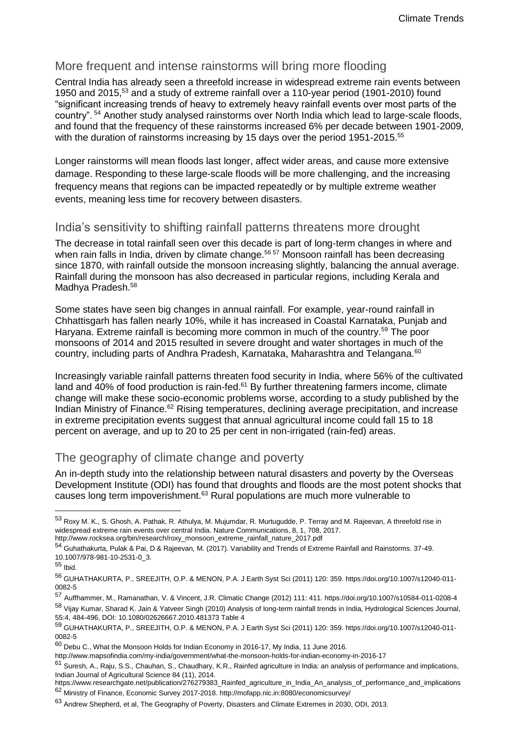## More frequent and intense rainstorms will bring more flooding

Central India has already seen a threefold increase in widespread extreme rain events between 1950 and 2015,[53] and a study of extreme rainfall over a 110-year period (1901-2010) found "significant increasing trends of heavy to extremely heavy rainfall events over most parts of the country". [54] Another study analysed rainstorms over North India which lead to large-scale floods, and found that the frequency of these rainstorms increased 6% per decade between 1901-2009, with the duration of rainstorms increasing by 15 days over the period 1951-2015.[55]

Longer rainstorms will mean floods last longer, affect wider areas, and cause more extensive damage. Responding to these large-scale floods will be more challenging, and the increasing frequency means that regions can be impacted repeatedly or by multiple extreme weather events, meaning less time for recovery between disasters.

## India's sensitivity to shifting rainfall patterns threatens more drought

The decrease in total rainfall seen over this decade is part of long-term changes in where and when rain falls in India, driven by climate change.[56 57] Monsoon rainfall has been decreasing since 1870, with rainfall outside the monsoon increasing slightly, balancing the annual average. Rainfall during the monsoon has also decreased in particular regions, including Kerala and Madhya Pradesh.[58]

Some states have seen big changes in annual rainfall. For example, year-round rainfall in Chhattisgarh has fallen nearly 10%, while it has increased in Coastal Karnataka, Punjab and Haryana. Extreme rainfall is becoming more common in much of the country.[59] The poor monsoons of 2014 and 2015 resulted in severe drought and water shortages in much of the country, including parts of Andhra Pradesh, Karnataka, Maharashtra and Telangana.[60]

Increasingly variable rainfall patterns threaten food security in India, where 56% of the cultivated land and 40% of food production is rain-fed.[61] By further threatening farmers income, climate change will make these socio-economic problems worse, according to a study published by the Indian Ministry of Finance.[62] Rising temperatures, declining average precipitation, and increase in extreme precipitation events suggest that annual agricultural income could fall 15 to 18 percent on average, and up to 20 to 25 per cent in non-irrigated (rain-fed) areas.

## The geography of climate change and poverty

An in-depth study into the relationship between natural disasters and poverty by the Overseas Development Institute (ODI) has found that droughts and floods are the most potent shocks that causes long term impoverishment.[63] Rural populations are much more vulnerable to

---

[53] Roxy M. K., S. Ghosh, A. Pathak, R. Athulya, M. Mujumdar, R. Murtugudde, P. Terray and M. Rajeevan, A threefold rise in widespread extreme rain events over central India. Nature Communications, 8, 1, 708, 2017. http://www.rocksea.org/bin/research/roxy_monsoon_extreme_rainfall_nature_2017.pdf

[54] Guhathakurta, Pulak & Pai, D & Rajeevan, M. (2017). Variability and Trends of Extreme Rainfall and Rainstorms. 37-49. 10.1007/978-981-10-2531-0_3.

[55] Ibid.

[56] GUHATHAKURTA, P., SREEJITH, O.P. & MENON, P.A. J Earth Syst Sci (2011) 120: 359. https://doi.org/10.1007/s12040-011-0082-5

[57] Auffhammer, M., Ramanathan, V. & Vincent, J.R. Climatic Change (2012) 111: 411. https://doi.org/10.1007/s10584-011-0208-4

[58] Vijay Kumar, Sharad K. Jain & Yatveer Singh (2010) Analysis of long-term rainfall trends in India, Hydrological Sciences Journal, 55:4, 484-496, DOI: 10.1080/02626667.2010.481373 Table 4

[59] GUHATHAKURTA, P., SREEJITH, O.P. & MENON, P.A. J Earth Syst Sci (2011) 120: 359. https://doi.org/10.1007/s12040-011-0082-5

[60] Debu C., What the Monsoon Holds for Indian Economy in 2016-17, My India, 11 June 2016. http://www.mapsofindia.com/my-india/government/what-the-monsoon-holds-for-indian-economy-in-2016-17

[61] Suresh, A., Raju, S.S., Chauhan, S., Chaudhary, K.R., Rainfed agriculture in India: an analysis of performance and implications, Indian Journal of Agricultural Science 84 (11), 2014. https://www.researchgate.net/publication/276279383_Rainfed_agriculture_in_India_An_analysis_of_performance_and_implications

[62] Ministry of Finance, Economic Survey 2017-2018. http://mofapp.nic.in:8080/economicsurvey/

[63] Andrew Shepherd, et al, The Geography of Poverty, Disasters and Climate Extremes in 2030, ODI, 2013.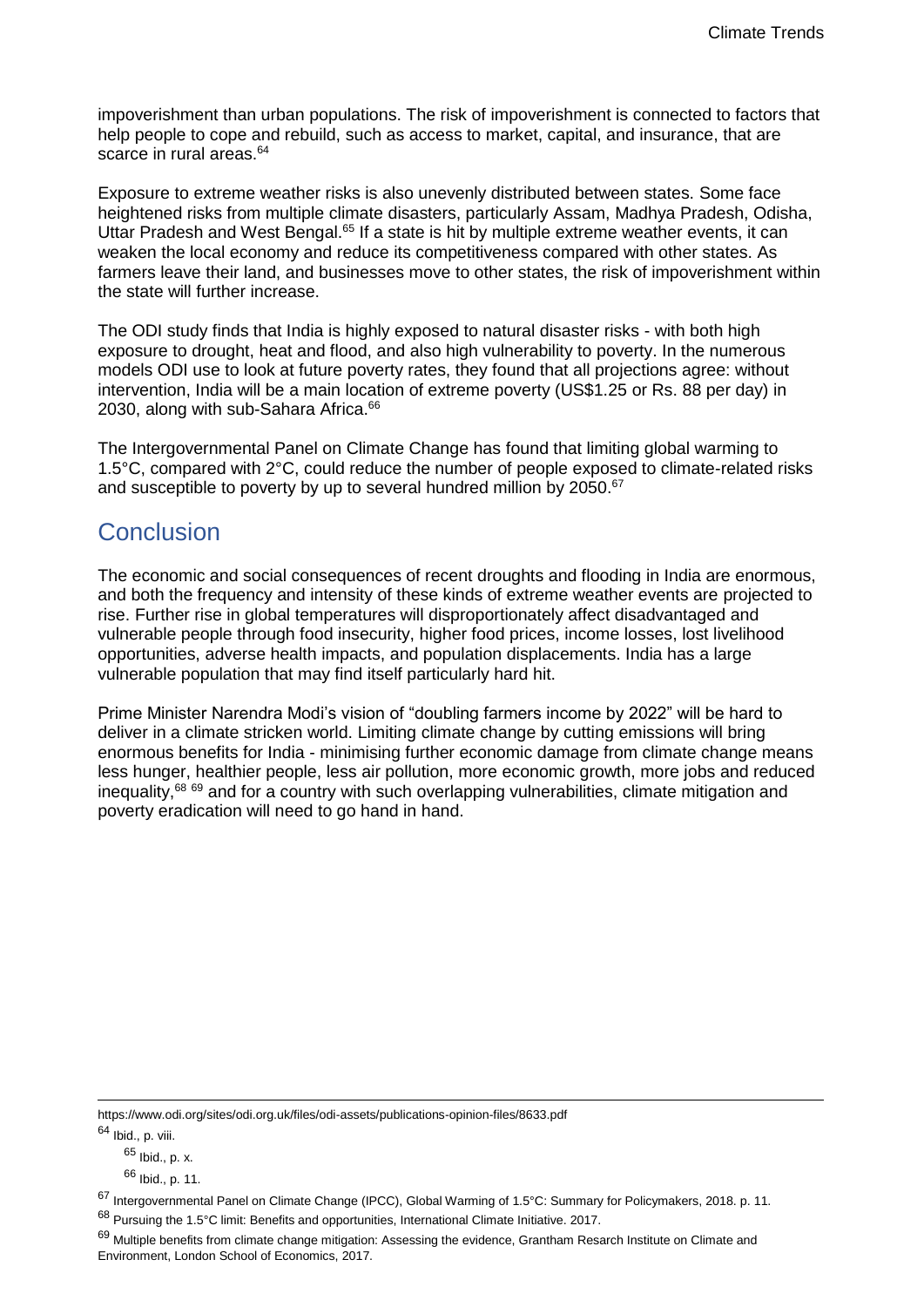impoverishment than urban populations. The risk of impoverishment is connected to factors that help people to cope and rebuild, such as access to market, capital, and insurance, that are scarce in rural areas.[64]

Exposure to extreme weather risks is also unevenly distributed between states. Some face heightened risks from multiple climate disasters, particularly Assam, Madhya Pradesh, Odisha, Uttar Pradesh and West Bengal.[65] If a state is hit by multiple extreme weather events, it can weaken the local economy and reduce its competitiveness compared with other states. As farmers leave their land, and businesses move to other states, the risk of impoverishment within the state will further increase.

The ODI study finds that India is highly exposed to natural disaster risks - with both high exposure to drought, heat and flood, and also high vulnerability to poverty. In the numerous models ODI use to look at future poverty rates, they found that all projections agree: without intervention, India will be a main location of extreme poverty (US$1.25 or Rs. 88 per day) in 2030, along with sub-Sahara Africa.[66]

The Intergovernmental Panel on Climate Change has found that limiting global warming to 1.5°C, compared with 2°C, could reduce the number of people exposed to climate-related risks and susceptible to poverty by up to several hundred million by 2050.[67]

## Conclusion

The economic and social consequences of recent droughts and flooding in India are enormous, and both the frequency and intensity of these kinds of extreme weather events are projected to rise. Further rise in global temperatures will disproportionately affect disadvantaged and vulnerable people through food insecurity, higher food prices, income losses, lost livelihood opportunities, adverse health impacts, and population displacements. India has a large vulnerable population that may find itself particularly hard hit.

Prime Minister Narendra Modi's vision of "doubling farmers income by 2022" will be hard to deliver in a climate stricken world. Limiting climate change by cutting emissions will bring enormous benefits for India - minimising further economic damage from climate change means less hunger, healthier people, less air pollution, more economic growth, more jobs and reduced inequality,[68] [69] and for a country with such overlapping vulnerabilities, climate mitigation and poverty eradication will need to go hand in hand.

---

https://www.odi.org/sites/odi.org.uk/files/odi-assets/publications-opinion-files/8633.pdf

[64] Ibid., p. viii.

[65] Ibid., p. x.

[66] Ibid., p. 11.

[67] Intergovernmental Panel on Climate Change (IPCC), Global Warming of 1.5°C: Summary for Policymakers, 2018. p. 11.

[68] Pursuing the 1.5°C limit: Benefits and opportunities, International Climate Initiative. 2017.

[69] Multiple benefits from climate change mitigation: Assessing the evidence, Grantham Resarch Institute on Climate and Environment, London School of Economics, 2017.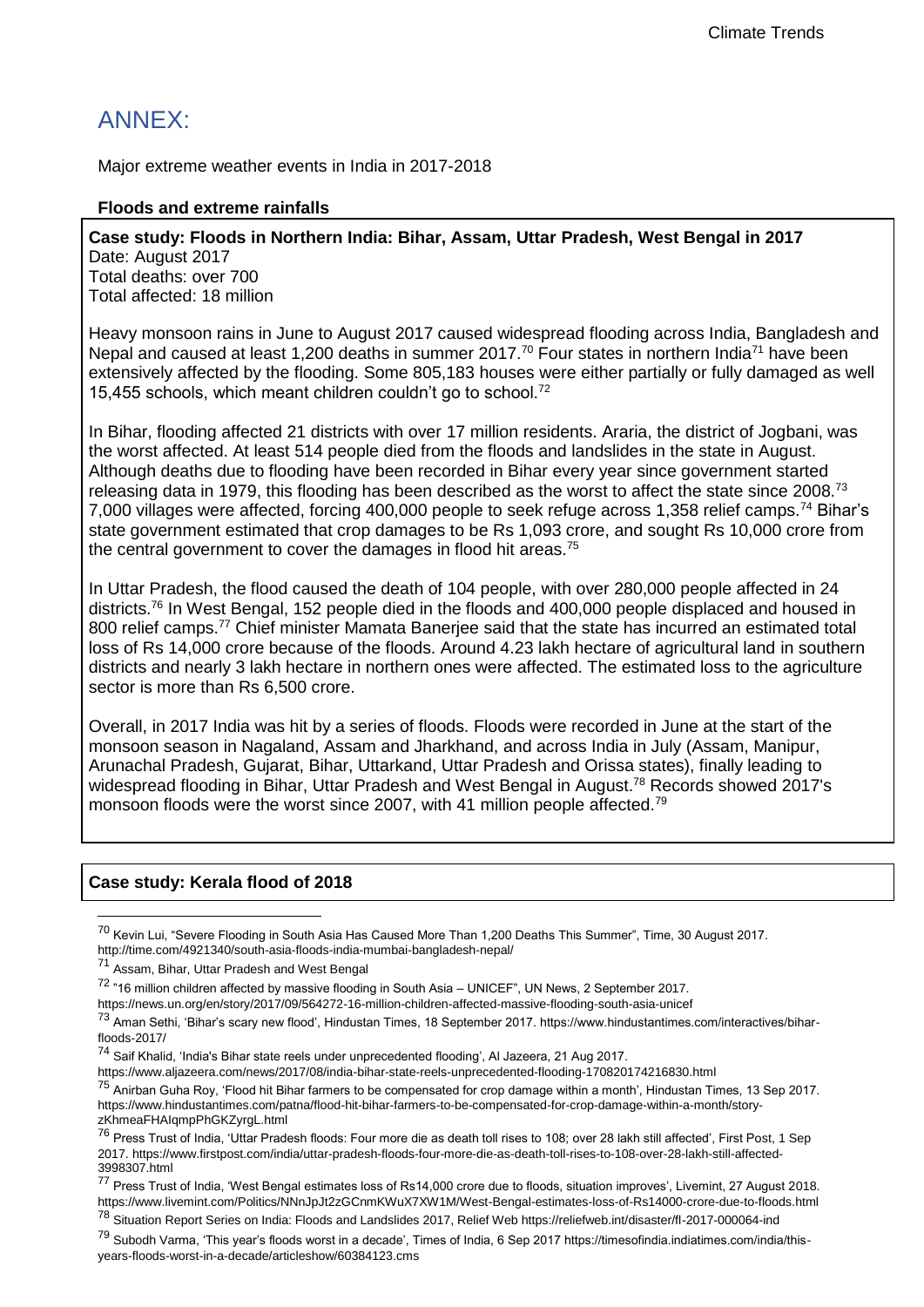# ANNEX:

Major extreme weather events in India in 2017-2018

### Floods and extreme rainfalls

**Case study: Floods in Northern India: Bihar, Assam, Uttar Pradesh, West Bengal in 2017**
Date: August 2017
Total deaths: over 700
Total affected: 18 million

Heavy monsoon rains in June to August 2017 caused widespread flooding across India, Bangladesh and Nepal and caused at least 1,200 deaths in summer 2017.[70] Four states in northern India[71] have been extensively affected by the flooding. Some 805,183 houses were either partially or fully damaged as well 15,455 schools, which meant children couldn't go to school.[72]

In Bihar, flooding affected 21 districts with over 17 million residents. Araria, the district of Jogbani, was the worst affected. At least 514 people died from the floods and landslides in the state in August. Although deaths due to flooding have been recorded in Bihar every year since government started releasing data in 1979, this flooding has been described as the worst to affect the state since 2008.[73] 7,000 villages were affected, forcing 400,000 people to seek refuge across 1,358 relief camps.[74] Bihar's state government estimated that crop damages to be Rs 1,093 crore, and sought Rs 10,000 crore from the central government to cover the damages in flood hit areas.[75]

In Uttar Pradesh, the flood caused the death of 104 people, with over 280,000 people affected in 24 districts.[76] In West Bengal, 152 people died in the floods and 400,000 people displaced and housed in 800 relief camps.[77] Chief minister Mamata Banerjee said that the state has incurred an estimated total loss of Rs 14,000 crore because of the floods. Around 4.23 lakh hectare of agricultural land in southern districts and nearly 3 lakh hectare in northern ones were affected. The estimated loss to the agriculture sector is more than Rs 6,500 crore.

Overall, in 2017 India was hit by a series of floods. Floods were recorded in June at the start of the monsoon season in Nagaland, Assam and Jharkhand, and across India in July (Assam, Manipur, Arunachal Pradesh, Gujarat, Bihar, Uttarkand, Uttar Pradesh and Orissa states), finally leading to widespread flooding in Bihar, Uttar Pradesh and West Bengal in August.[78] Records showed 2017's monsoon floods were the worst since 2007, with 41 million people affected.[79]

**Case study: Kerala flood of 2018**

---

[70] Kevin Lui, "Severe Flooding in South Asia Has Caused More Than 1,200 Deaths This Summer", Time, 30 August 2017. http://time.com/4921340/south-asia-floods-india-mumbai-bangladesh-nepal/

[71] Assam, Bihar, Uttar Pradesh and West Bengal

[72] "16 million children affected by massive flooding in South Asia – UNICEF", UN News, 2 September 2017. https://news.un.org/en/story/2017/09/564272-16-million-children-affected-massive-flooding-south-asia-unicef

[73] Aman Sethi, 'Bihar's scary new flood', Hindustan Times, 18 September 2017. https://www.hindustantimes.com/interactives/bihar-floods-2017/

[74] Saif Khalid, 'India's Bihar state reels under unprecedented flooding', Al Jazeera, 21 Aug 2017. https://www.aljazeera.com/news/2017/08/india-bihar-state-reels-unprecedented-flooding-170820174216830.html

[75] Anirban Guha Roy, 'Flood hit Bihar farmers to be compensated for crop damage within a month', Hindustan Times, 13 Sep 2017. https://www.hindustantimes.com/patna/flood-hit-bihar-farmers-to-be-compensated-for-crop-damage-within-a-month/story-zKhmeaFHAIqmpPhGKZyrgL.html

[76] Press Trust of India, 'Uttar Pradesh floods: Four more die as death toll rises to 108; over 28 lakh still affected', First Post, 1 Sep 2017. https://www.firstpost.com/india/uttar-pradesh-floods-four-more-die-as-death-toll-rises-to-108-over-28-lakh-still-affected-3998307.html

[77] Press Trust of India, 'West Bengal estimates loss of Rs14,000 crore due to floods, situation improves', Livemint, 27 August 2018. https://www.livemint.com/Politics/NNnJpJt2zGCnmKWuX7XW1M/West-Bengal-estimates-loss-of-Rs14000-crore-due-to-floods.html

[78] Situation Report Series on India: Floods and Landslides 2017, Relief Web https://reliefweb.int/disaster/fl-2017-000064-ind

[79] Subodh Varma, 'This year's floods worst in a decade', Times of India, 6 Sep 2017 https://timesofindia.indiatimes.com/india/this-years-floods-worst-in-a-decade/articleshow/60384123.cms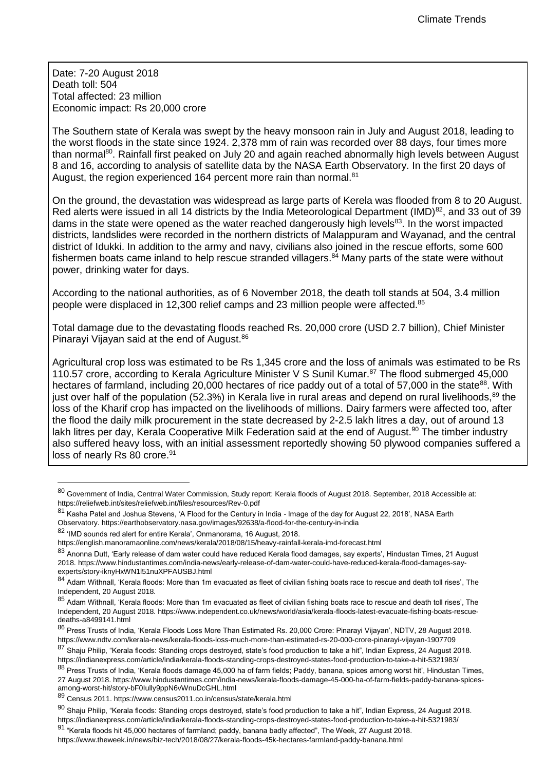Date: 7-20 August 2018
Death toll: 504
Total affected: 23 million
Economic impact: Rs 20,000 crore

The Southern state of Kerala was swept by the heavy monsoon rain in July and August 2018, leading to the worst floods in the state since 1924. 2,378 mm of rain was recorded over 88 days, four times more than normal[80]. Rainfall first peaked on July 20 and again reached abnormally high levels between August 8 and 16, according to analysis of satellite data by the NASA Earth Observatory. In the first 20 days of August, the region experienced 164 percent more rain than normal.[81]

On the ground, the devastation was widespread as large parts of Kerela was flooded from 8 to 20 August. Red alerts were issued in all 14 districts by the India Meteorological Department (IMD)[82], and 33 out of 39 dams in the state were opened as the water reached dangerously high levels[83]. In the worst impacted districts, landslides were recorded in the northern districts of Malappuram and Wayanad, and the central district of Idukki. In addition to the army and navy, civilians also joined in the rescue efforts, some 600 fishermen boats came inland to help rescue stranded villagers.[84] Many parts of the state were without power, drinking water for days.

According to the national authorities, as of 6 November 2018, the death toll stands at 504, 3.4 million people were displaced in 12,300 relief camps and 23 million people were affected.[85]

Total damage due to the devastating floods reached Rs. 20,000 crore (USD 2.7 billion), Chief Minister Pinarayi Vijayan said at the end of August.[86]

Agricultural crop loss was estimated to be Rs 1,345 crore and the loss of animals was estimated to be Rs 110.57 crore, according to Kerala Agriculture Minister V S Sunil Kumar.[87] The flood submerged 45,000 hectares of farmland, including 20,000 hectares of rice paddy out of a total of 57,000 in the state[88]. With just over half of the population (52.3%) in Kerala live in rural areas and depend on rural livelihoods,[89] the loss of the Kharif crop has impacted on the livelihoods of millions. Dairy farmers were affected too, after the flood the daily milk procurement in the state decreased by 2-2.5 lakh litres a day, out of around 13 lakh litres per day, Kerala Cooperative Milk Federation said at the end of August.[90] The timber industry also suffered heavy loss, with an initial assessment reportedly showing 50 plywood companies suffered a loss of nearly Rs 80 crore.[91]

---

[80] Government of India, Centrral Water Commission, Study report: Kerala floods of August 2018. September, 2018 Accessible at: https://reliefweb.int/sites/reliefweb.int/files/resources/Rev-0.pdf

[81] Kasha Patel and Joshua Stevens, 'A Flood for the Century in India - Image of the day for August 22, 2018', NASA Earth Observatory. https://earthobservatory.nasa.gov/images/92638/a-flood-for-the-century-in-india

[82] 'IMD sounds red alert for entire Kerala', Onmanorama, 16 August, 2018. https://english.manoramaonline.com/news/kerala/2018/08/15/heavy-rainfall-kerala-imd-forecast.html

[83] Anonna Dutt, 'Early release of dam water could have reduced Kerala flood damages, say experts', Hindustan Times, 21 August 2018. https://www.hindustantimes.com/india-news/early-release-of-dam-water-could-have-reduced-kerala-flood-damages-say-experts/story-iknyHxWN1l51nuXPFAUSBJ.html

[84] Adam Withnall, 'Kerala floods: More than 1m evacuated as fleet of civilian fishing boats race to rescue and death toll rises', The Independent, 20 August 2018.

[85] Adam Withnall, 'Kerala floods: More than 1m evacuated as fleet of civilian fishing boats race to rescue and death toll rises', The Independent, 20 August 2018. https://www.independent.co.uk/news/world/asia/kerala-floods-latest-evacuate-fishing-boats-rescue-deaths-a8499141.html

[86] Press Trusts of India, 'Kerala Floods Loss More Than Estimated Rs. 20,000 Crore: Pinarayi Vijayan', NDTV, 28 August 2018. https://www.ndtv.com/kerala-news/kerala-floods-loss-much-more-than-estimated-rs-20-000-crore-pinarayi-vijayan-1907709

[87] Shaju Philip, "Kerala floods: Standing crops destroyed, state's food production to take a hit", Indian Express, 24 August 2018. https://indianexpress.com/article/india/kerala-floods-standing-crops-destroyed-states-food-production-to-take-a-hit-5321983/

[88] Press Trusts of India, 'Kerala floods damage 45,000 ha of farm fields; Paddy, banana, spices among worst hit', Hindustan Times, 27 August 2018. https://www.hindustantimes.com/india-news/kerala-floods-damage-45-000-ha-of-farm-fields-paddy-banana-spices-among-worst-hit/story-bF0Iully9ppN6vWnuDcGHL.html

[89] Census 2011. https://www.census2011.co.in/census/state/kerala.html

[90] Shaju Philip, "Kerala floods: Standing crops destroyed, state's food production to take a hit", Indian Express, 24 August 2018. https://indianexpress.com/article/india/kerala-floods-standing-crops-destroyed-states-food-production-to-take-a-hit-5321983/

[91] "Kerala floods hit 45,000 hectares of farmland; paddy, banana badly affected", The Week, 27 August 2018. https://www.theweek.in/news/biz-tech/2018/08/27/kerala-floods-45k-hectares-farmland-paddy-banana.html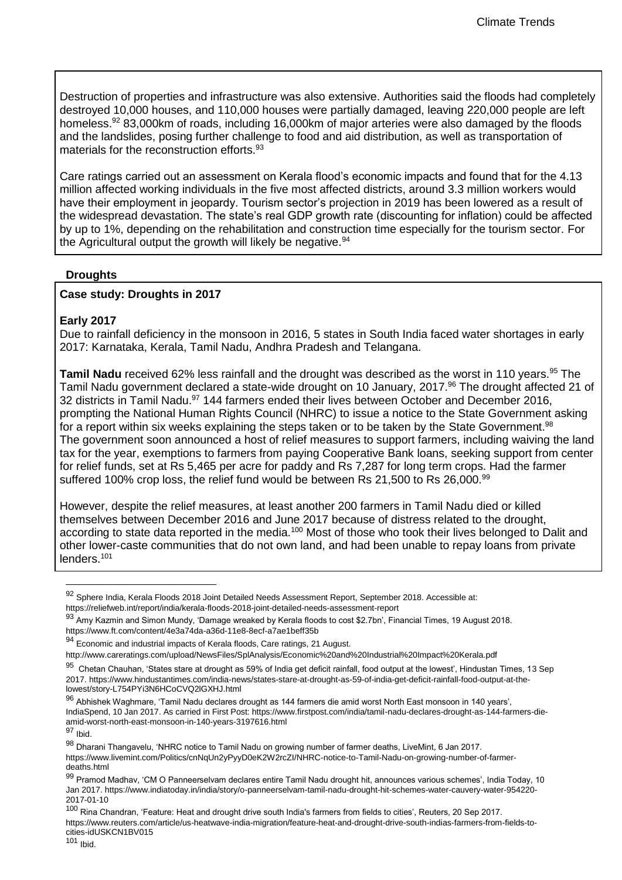Destruction of properties and infrastructure was also extensive. Authorities said the floods had completely destroyed 10,000 houses, and 110,000 houses were partially damaged, leaving 220,000 people are left homeless.[92] 83,000km of roads, including 16,000km of major arteries were also damaged by the floods and the landslides, posing further challenge to food and aid distribution, as well as transportation of materials for the reconstruction efforts.[93]

Care ratings carried out an assessment on Kerala flood's economic impacts and found that for the 4.13 million affected working individuals in the five most affected districts, around 3.3 million workers would have their employment in jeopardy. Tourism sector's projection in 2019 has been lowered as a result of the widespread devastation. The state's real GDP growth rate (discounting for inflation) could be affected by up to 1%, depending on the rehabilitation and construction time especially for the tourism sector. For the Agricultural output the growth will likely be negative.[94]

### Droughts

**Case study: Droughts in 2017**

**Early 2017**

Due to rainfall deficiency in the monsoon in 2016, 5 states in South India faced water shortages in early 2017: Karnataka, Kerala, Tamil Nadu, Andhra Pradesh and Telangana.

**Tamil Nadu** received 62% less rainfall and the drought was described as the worst in 110 years.[95] The Tamil Nadu government declared a state-wide drought on 10 January, 2017.[96] The drought affected 21 of 32 districts in Tamil Nadu.[97] 144 farmers ended their lives between October and December 2016, prompting the National Human Rights Council (NHRC) to issue a notice to the State Government asking for a report within six weeks explaining the steps taken or to be taken by the State Government.[98] The government soon announced a host of relief measures to support farmers, including waiving the land tax for the year, exemptions to farmers from paying Cooperative Bank loans, seeking support from center for relief funds, set at Rs 5,465 per acre for paddy and Rs 7,287 for long term crops. Had the farmer suffered 100% crop loss, the relief fund would be between Rs 21,500 to Rs 26,000.[99]

However, despite the relief measures, at least another 200 farmers in Tamil Nadu died or killed themselves between December 2016 and June 2017 because of distress related to the drought, according to state data reported in the media.[100] Most of those who took their lives belonged to Dalit and other lower-caste communities that do not own land, and had been unable to repay loans from private lenders.[101]

---

[92] Sphere India, Kerala Floods 2018 Joint Detailed Needs Assessment Report, September 2018. Accessible at: https://reliefweb.int/report/india/kerala-floods-2018-joint-detailed-needs-assessment-report

[93] Amy Kazmin and Simon Mundy, 'Damage wreaked by Kerala floods to cost $2.7bn', Financial Times, 19 August 2018. https://www.ft.com/content/4e3a74da-a36d-11e8-8ecf-a7ae1beff35b

[94] Economic and industrial impacts of Kerala floods, Care ratings, 21 August. http://www.careratings.com/upload/NewsFiles/SplAnalysis/Economic%20and%20Industrial%20Impact%20Kerala.pdf

[95] Chetan Chauhan, 'States stare at drought as 59% of India get deficit rainfall, food output at the lowest', Hindustan Times, 13 Sep 2017. https://www.hindustantimes.com/india-news/states-stare-at-drought-as-59-of-india-get-deficit-rainfall-food-output-at-the-lowest/story-L754PYi3N6HCoCVQ2lGXHJ.html

[96] Abhishek Waghmare, 'Tamil Nadu declares drought as 144 farmers die amid worst North East monsoon in 140 years', IndiaSpend, 10 Jan 2017. As carried in First Post: https://www.firstpost.com/india/tamil-nadu-declares-drought-as-144-farmers-die-amid-worst-north-east-monsoon-in-140-years-3197616.html

[97] Ibid.

[98] Dharani Thangavelu, 'NHRC notice to Tamil Nadu on growing number of farmer deaths, LiveMint, 6 Jan 2017. https://www.livemint.com/Politics/cnNqUn2yPyyD0eK2W2rcZI/NHRC-notice-to-Tamil-Nadu-on-growing-number-of-farmer-deaths.html

[99] Pramod Madhav, 'CM O Panneerselvam declares entire Tamil Nadu drought hit, announces various schemes', India Today, 10 Jan 2017. https://www.indiatoday.in/india/story/o-panneerselvam-tamil-nadu-drought-hit-schemes-water-cauvery-water-954220-2017-01-10

[100] Rina Chandran, 'Feature: Heat and drought drive south India's farmers from fields to cities', Reuters, 20 Sep 2017. https://www.reuters.com/article/us-heatwave-india-migration/feature-heat-and-drought-drive-south-indias-farmers-from-fields-to-cities-idUSKCN1BV015

[101] Ibid.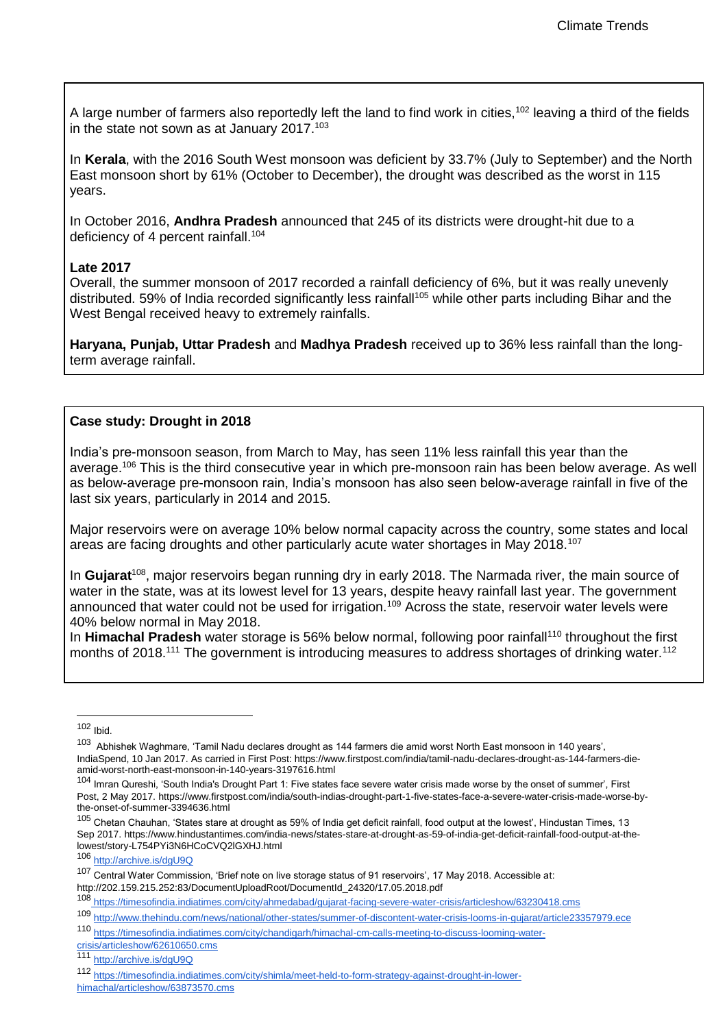A large number of farmers also reportedly left the land to find work in cities,[102] leaving a third of the fields in the state not sown as at January 2017.[103]

In **Kerala**, with the 2016 South West monsoon was deficient by 33.7% (July to September) and the North East monsoon short by 61% (October to December), the drought was described as the worst in 115 years.

In October 2016, **Andhra Pradesh** announced that 245 of its districts were drought-hit due to a deficiency of 4 percent rainfall.[104]

**Late 2017**

Overall, the summer monsoon of 2017 recorded a rainfall deficiency of 6%, but it was really unevenly distributed. 59% of India recorded significantly less rainfall[105] while other parts including Bihar and the West Bengal received heavy to extremely rainfalls.

**Haryana, Punjab, Uttar Pradesh** and **Madhya Pradesh** received up to 36% less rainfall than the long-term average rainfall.

**Case study: Drought in 2018**

India's pre-monsoon season, from March to May, has seen 11% less rainfall this year than the average.[106] This is the third consecutive year in which pre-monsoon rain has been below average. As well as below-average pre-monsoon rain, India's monsoon has also seen below-average rainfall in five of the last six years, particularly in 2014 and 2015.

Major reservoirs were on average 10% below normal capacity across the country, some states and local areas are facing droughts and other particularly acute water shortages in May 2018.[107]

In **Gujarat**[108], major reservoirs began running dry in early 2018. The Narmada river, the main source of water in the state, was at its lowest level for 13 years, despite heavy rainfall last year. The government announced that water could not be used for irrigation.[109] Across the state, reservoir water levels were 40% below normal in May 2018.

In **Himachal Pradesh** water storage is 56% below normal, following poor rainfall[110] throughout the first months of 2018.[111] The government is introducing measures to address shortages of drinking water.[112]

---

[102] Ibid.

[103] Abhishek Waghmare, 'Tamil Nadu declares drought as 144 farmers die amid worst North East monsoon in 140 years', IndiaSpend, 10 Jan 2017. As carried in First Post: https://www.firstpost.com/india/tamil-nadu-declares-drought-as-144-farmers-die-amid-worst-north-east-monsoon-in-140-years-3197616.html

[104] Imran Qureshi, 'South India's Drought Part 1: Five states face severe water crisis made worse by the onset of summer', First Post, 2 May 2017. https://www.firstpost.com/india/south-indias-drought-part-1-five-states-face-a-severe-water-crisis-made-worse-by-the-onset-of-summer-3394636.html

[105] Chetan Chauhan, 'States stare at drought as 59% of India get deficit rainfall, food output at the lowest', Hindustan Times, 13 Sep 2017. https://www.hindustantimes.com/india-news/states-stare-at-drought-as-59-of-india-get-deficit-rainfall-food-output-at-the-lowest/story-L754PYi3N6HCoCVQ2lGXHJ.html

[106] http://archive.is/dgU9Q

[107] Central Water Commission, 'Brief note on live storage status of 91 reservoirs', 17 May 2018. Accessible at: http://202.159.215.252:83/DocumentUploadRoot/DocumentId_24320/17.05.2018.pdf

[108] https://timesofindia.indiatimes.com/city/ahmedabad/gujarat-facing-severe-water-crisis/articleshow/63230418.cms

[109] http://www.thehindu.com/news/national/other-states/summer-of-discontent-water-crisis-looms-in-gujarat/article23357979.ece

[110] https://timesofindia.indiatimes.com/city/chandigarh/himachal-cm-calls-meeting-to-discuss-looming-water-crisis/articleshow/62610650.cms

[111] http://archive.is/dgU9Q

[112] https://timesofindia.indiatimes.com/city/shimla/meet-held-to-form-strategy-against-drought-in-lower-himachal/articleshow/63873570.cms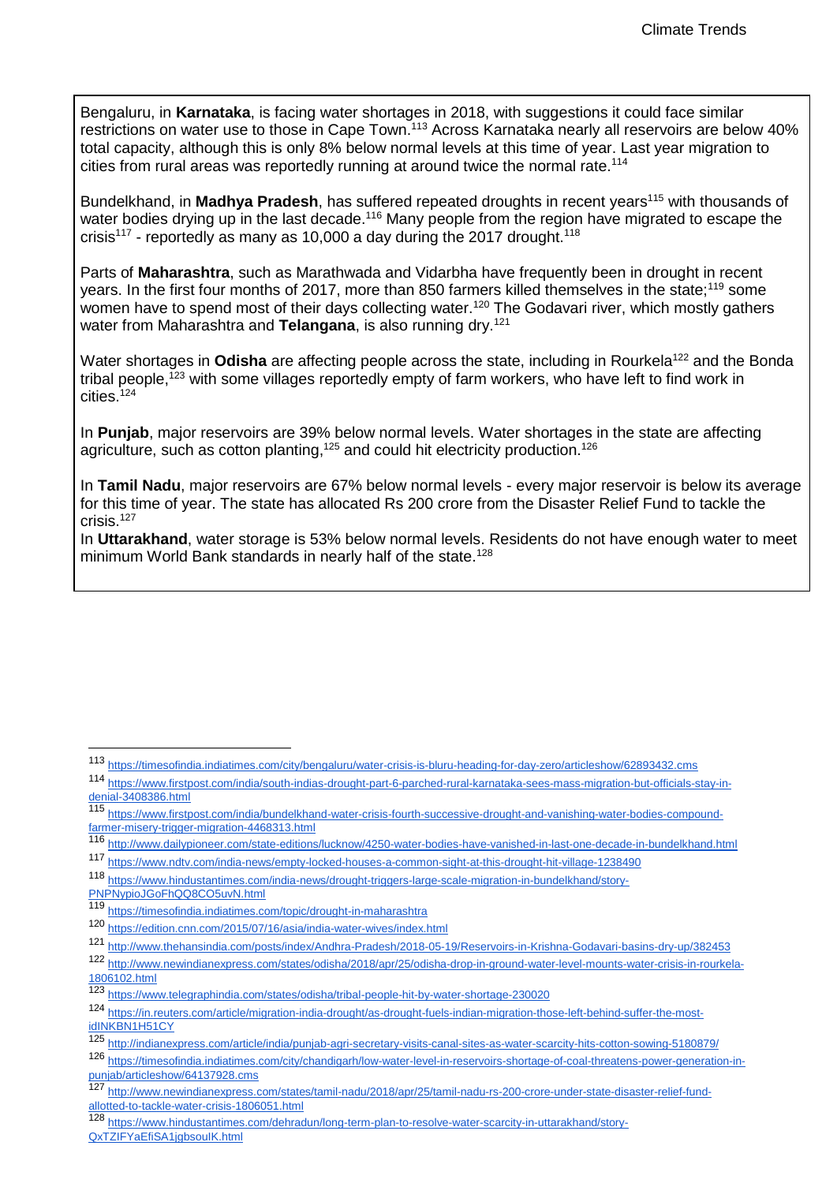Bengaluru, in **Karnataka**, is facing water shortages in 2018, with suggestions it could face similar restrictions on water use to those in Cape Town.[113] Across Karnataka nearly all reservoirs are below 40% total capacity, although this is only 8% below normal levels at this time of year. Last year migration to cities from rural areas was reportedly running at around twice the normal rate.[114]

Bundelkhand, in **Madhya Pradesh**, has suffered repeated droughts in recent years[115] with thousands of water bodies drying up in the last decade.[116] Many people from the region have migrated to escape the crisis[117] - reportedly as many as 10,000 a day during the 2017 drought.[118]

Parts of **Maharashtra**, such as Marathwada and Vidarbha have frequently been in drought in recent years. In the first four months of 2017, more than 850 farmers killed themselves in the state;[119] some women have to spend most of their days collecting water.[120] The Godavari river, which mostly gathers water from Maharashtra and **Telangana**, is also running dry.[121]

Water shortages in **Odisha** are affecting people across the state, including in Rourkela[122] and the Bonda tribal people,[123] with some villages reportedly empty of farm workers, who have left to find work in cities.[124]

In **Punjab**, major reservoirs are 39% below normal levels. Water shortages in the state are affecting agriculture, such as cotton planting,[125] and could hit electricity production.[126]

In **Tamil Nadu**, major reservoirs are 67% below normal levels - every major reservoir is below its average for this time of year. The state has allocated Rs 200 crore from the Disaster Relief Fund to tackle the crisis.[127]

In **Uttarakhand**, water storage is 53% below normal levels. Residents do not have enough water to meet minimum World Bank standards in nearly half of the state.[128]

---

[113] https://timesofindia.indiatimes.com/city/bengaluru/water-crisis-is-bluru-heading-for-day-zero/articleshow/62893432.cms

[114] https://www.firstpost.com/india/south-indias-drought-part-6-parched-rural-karnataka-sees-mass-migration-but-officials-stay-in-denial-3408386.html

[115] https://www.firstpost.com/india/bundelkhand-water-crisis-fourth-successive-drought-and-vanishing-water-bodies-compound-farmer-misery-trigger-migration-4468313.html

[116] http://www.dailypioneer.com/state-editions/lucknow/4250-water-bodies-have-vanished-in-last-one-decade-in-bundelkhand.html

[117] https://www.ndtv.com/india-news/empty-locked-houses-a-common-sight-at-this-drought-hit-village-1238490

[118] https://www.hindustantimes.com/india-news/drought-triggers-large-scale-migration-in-bundelkhand/story-PNPNypioJGoFhQQ8CO5uvN.html

[119] https://timesofindia.indiatimes.com/topic/drought-in-maharashtra

[120] https://edition.cnn.com/2015/07/16/asia/india-water-wives/index.html

[121] http://www.thehansindia.com/posts/index/Andhra-Pradesh/2018-05-19/Reservoirs-in-Krishna-Godavari-basins-dry-up/382453

[122] http://www.newindianexpress.com/states/odisha/2018/apr/25/odisha-drop-in-ground-water-level-mounts-water-crisis-in-rourkela-1806102.html

[123] https://www.telegraphindia.com/states/odisha/tribal-people-hit-by-water-shortage-230020

[124] https://in.reuters.com/article/migration-india-drought/as-drought-fuels-indian-migration-those-left-behind-suffer-the-most-idINKBN1H51CY

[125] http://indianexpress.com/article/india/punjab-agri-secretary-visits-canal-sites-as-water-scarcity-hits-cotton-sowing-5180879/

[126] https://timesofindia.indiatimes.com/city/chandigarh/low-water-level-in-reservoirs-shortage-of-coal-threatens-power-generation-in-punjab/articleshow/64137928.cms

[127] http://www.newindianexpress.com/states/tamil-nadu/2018/apr/25/tamil-nadu-rs-200-crore-under-state-disaster-relief-fund-allotted-to-tackle-water-crisis-1806051.html

[128] https://www.hindustantimes.com/dehradun/long-term-plan-to-resolve-water-scarcity-in-uttarakhand/story-QxTZIFYaEfiSA1jgbsouIK.html